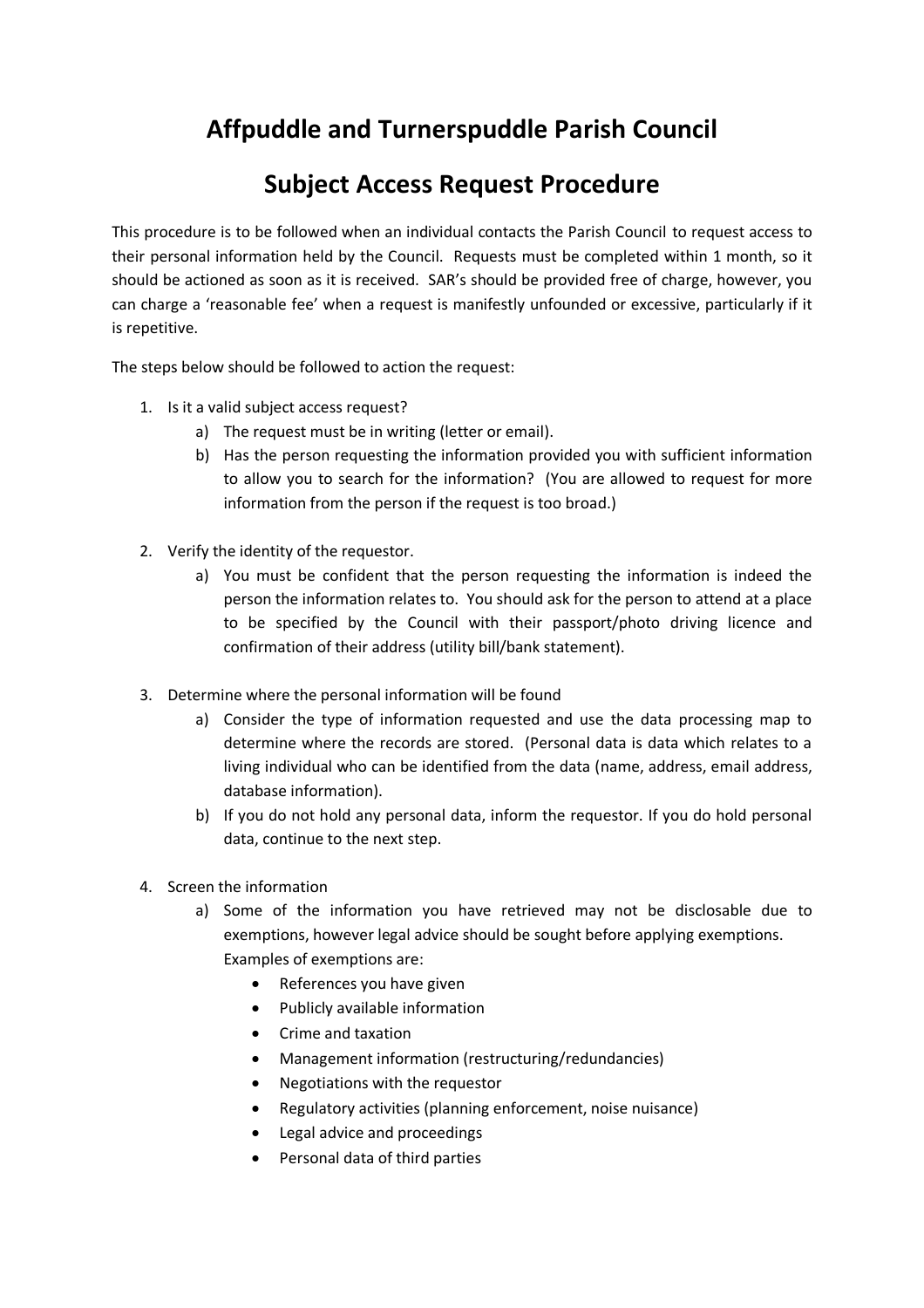# Affpuddle and Turnerspuddle Parish Council

## Subject Access Request Procedure

This procedure is to be followed when an individual contacts the Parish Council to request access to their personal information held by the Council. Requests must be completed within 1 month, so it should be actioned as soon as it is received. SAR's should be provided free of charge, however, you can charge a 'reasonable fee' when a request is manifestly unfounded or excessive, particularly if it is repetitive.

The steps below should be followed to action the request:

1. Is it a valid subject access request?
    a) The request must be in writing (letter or email).
    b) Has the person requesting the information provided you with sufficient information to allow you to search for the information? (You are allowed to request for more information from the person if the request is too broad.)

2. Verify the identity of the requestor.
    a) You must be confident that the person requesting the information is indeed the person the information relates to. You should ask for the person to attend at a place to be specified by the Council with their passport/photo driving licence and confirmation of their address (utility bill/bank statement).

3. Determine where the personal information will be found
    a) Consider the type of information requested and use the data processing map to determine where the records are stored. (Personal data is data which relates to a living individual who can be identified from the data (name, address, email address, database information).
    b) If you do not hold any personal data, inform the requestor. If you do hold personal data, continue to the next step.

4. Screen the information
    a) Some of the information you have retrieved may not be disclosable due to exemptions, however legal advice should be sought before applying exemptions. Examples of exemptions are:
        - References you have given
        - Publicly available information
        - Crime and taxation
        - Management information (restructuring/redundancies)
        - Negotiations with the requestor
        - Regulatory activities (planning enforcement, noise nuisance)
        - Legal advice and proceedings
        - Personal data of third parties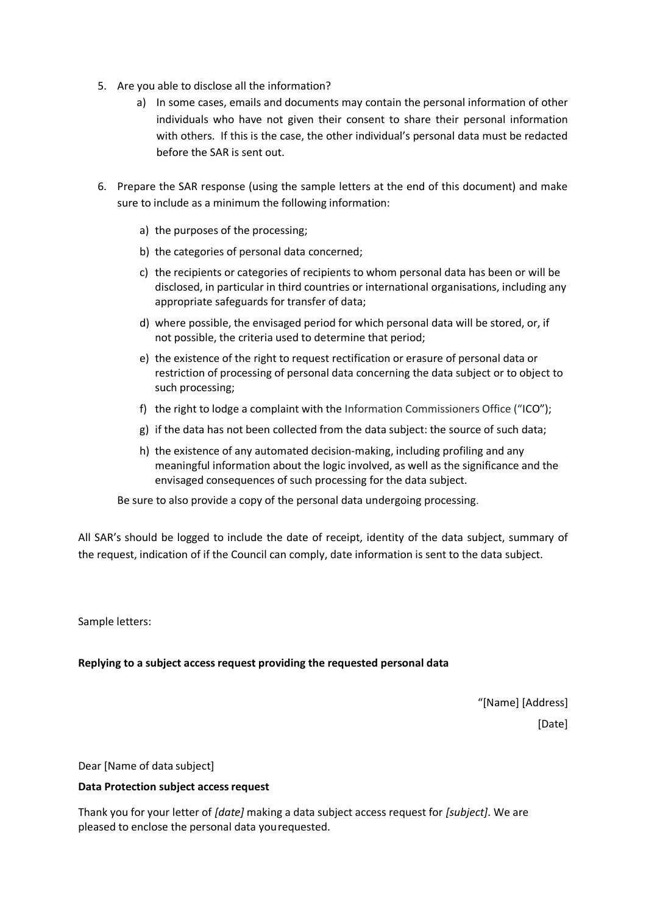5. Are you able to disclose all the information?
   a) In some cases, emails and documents may contain the personal information of other individuals who have not given their consent to share their personal information with others. If this is the case, the other individual's personal data must be redacted before the SAR is sent out.

6. Prepare the SAR response (using the sample letters at the end of this document) and make sure to include as a minimum the following information:
   a) the purposes of the processing;
   b) the categories of personal data concerned;
   c) the recipients or categories of recipients to whom personal data has been or will be disclosed, in particular in third countries or international organisations, including any appropriate safeguards for transfer of data;
   d) where possible, the envisaged period for which personal data will be stored, or, if not possible, the criteria used to determine that period;
   e) the existence of the right to request rectification or erasure of personal data or restriction of processing of personal data concerning the data subject or to object to such processing;
   f) the right to lodge a complaint with the Information Commissioners Office ("ICO");
   g) if the data has not been collected from the data subject: the source of such data;
   h) the existence of any automated decision-making, including profiling and any meaningful information about the logic involved, as well as the significance and the envisaged consequences of such processing for the data subject.

   Be sure to also provide a copy of the personal data undergoing processing.

All SAR's should be logged to include the date of receipt, identity of the data subject, summary of the request, indication of if the Council can comply, date information is sent to the data subject.

Sample letters:

**Replying to a subject access request providing the requested personal data**

"[Name] [Address]

[Date]

Dear [Name of data subject]

**Data Protection subject access request**

Thank you for your letter of *[date]* making a data subject access request for *[subject]*. We are pleased to enclose the personal data you requested.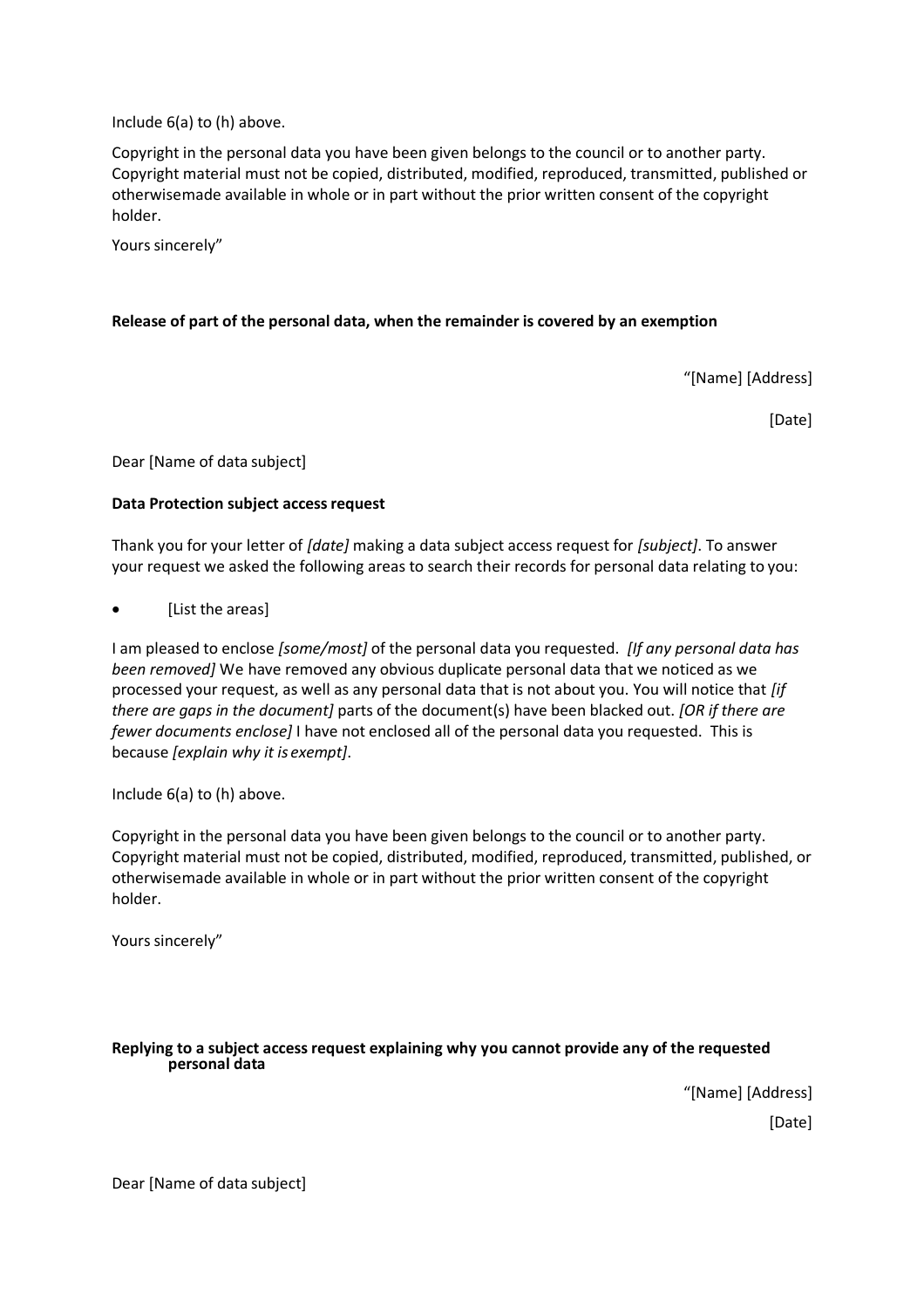Include 6(a) to (h) above.

Copyright in the personal data you have been given belongs to the council or to another party. Copyright material must not be copied, distributed, modified, reproduced, transmitted, published or otherwisemade available in whole or in part without the prior written consent of the copyright holder.

Yours sincerely"

**Release of part of the personal data, when the remainder is covered by an exemption**

"[Name] [Address]

[Date]

Dear [Name of data subject]

**Data Protection subject access request**

Thank you for your letter of *[date]* making a data subject access request for *[subject]*. To answer your request we asked the following areas to search their records for personal data relating to you:

- [List the areas]

I am pleased to enclose *[some/most]* of the personal data you requested. *[If any personal data has been removed]* We have removed any obvious duplicate personal data that we noticed as we processed your request, as well as any personal data that is not about you. You will notice that *[if there are gaps in the document]* parts of the document(s) have been blacked out. *[OR if there are fewer documents enclose]* I have not enclosed all of the personal data you requested. This is because *[explain why it is exempt]*.

Include 6(a) to (h) above.

Copyright in the personal data you have been given belongs to the council or to another party. Copyright material must not be copied, distributed, modified, reproduced, transmitted, published, or otherwisemade available in whole or in part without the prior written consent of the copyright holder.

Yours sincerely"

**Replying to a subject access request explaining why you cannot provide any of the requested personal data**

"[Name] [Address]

[Date]

Dear [Name of data subject]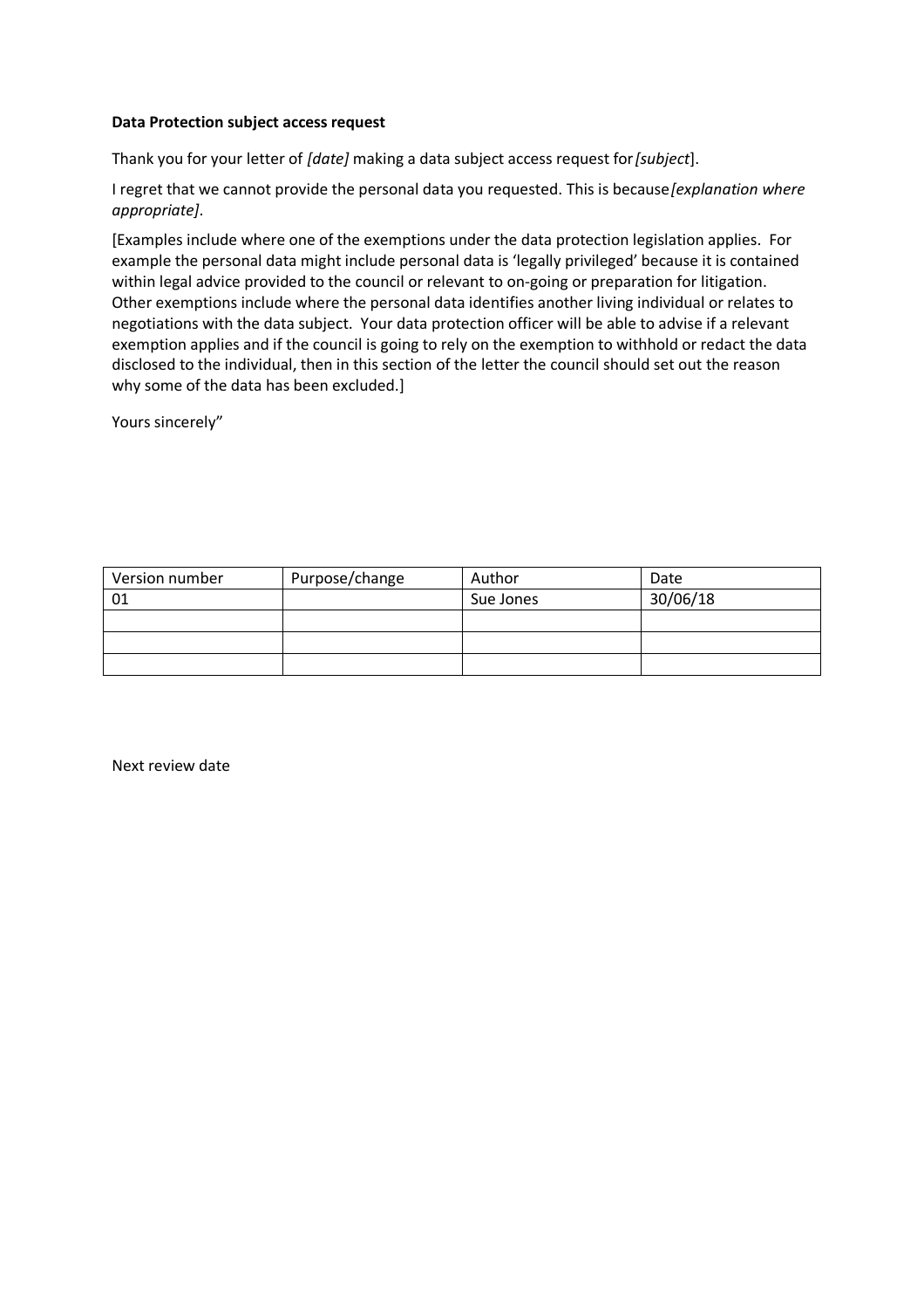**Data Protection subject access request**

Thank you for your letter of *[date]* making a data subject access request for *[subject*].

I regret that we cannot provide the personal data you requested. This is because *[explanation where appropriate]*.

[Examples include where one of the exemptions under the data protection legislation applies. For example the personal data might include personal data is 'legally privileged' because it is contained within legal advice provided to the council or relevant to on-going or preparation for litigation. Other exemptions include where the personal data identifies another living individual or relates to negotiations with the data subject. Your data protection officer will be able to advise if a relevant exemption applies and if the council is going to rely on the exemption to withhold or redact the data disclosed to the individual, then in this section of the letter the council should set out the reason why some of the data has been excluded.]

Yours sincerely"

| Version number | Purpose/change | Author | Date |
|---|---|---|---|
| 01 | | Sue Jones | 30/06/18 |
| | | | |
| | | | |
| | | | |

Next review date